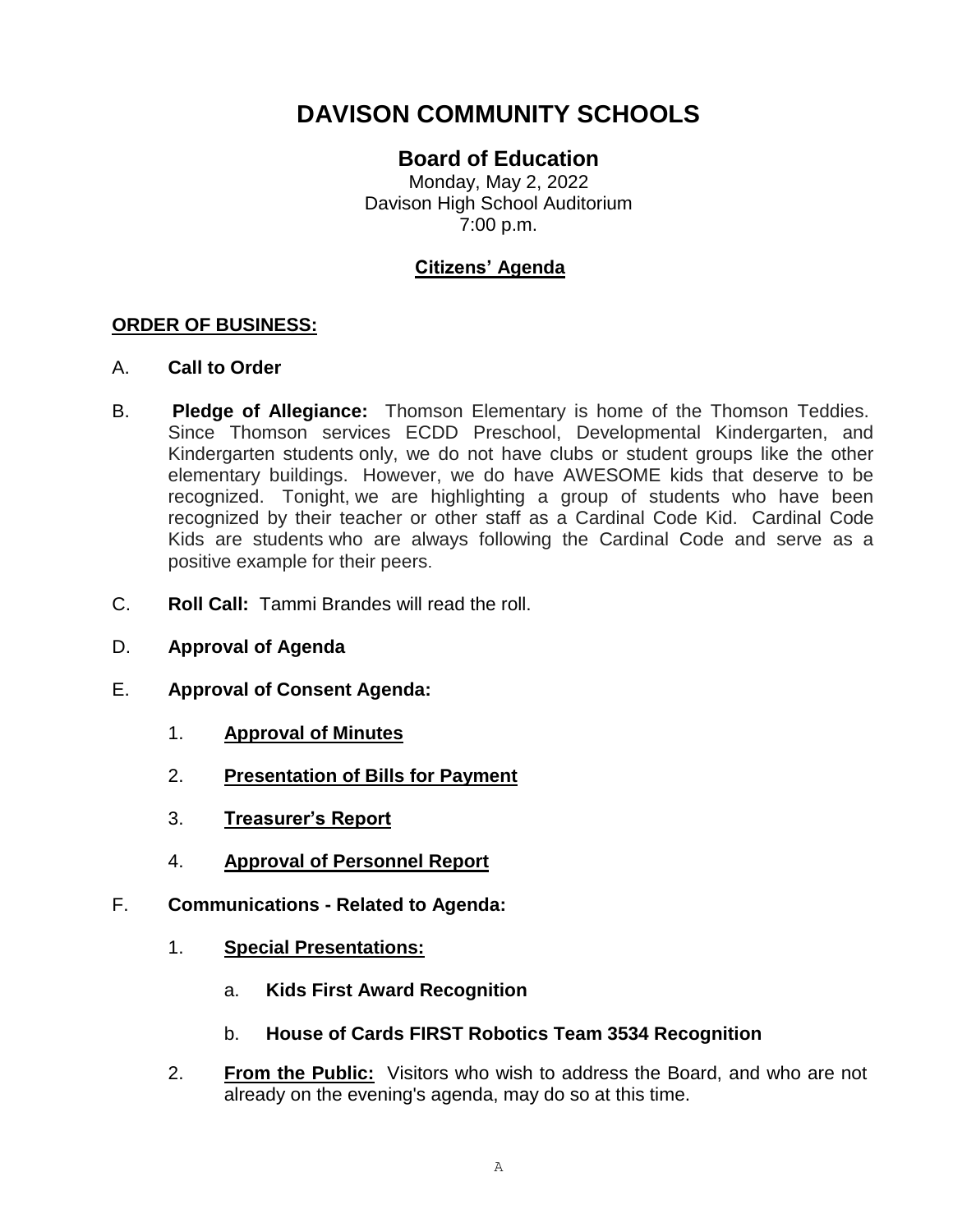# DAVISON COMMUNITY SCHOOLS

## Board of Education

Monday, May 2, 2022
Davison High School Auditorium
7:00 p.m.

**Citizens' Agenda**

**ORDER OF BUSINESS:**

A. **Call to Order**

B. **Pledge of Allegiance:** Thomson Elementary is home of the Thomson Teddies. Since Thomson services ECDD Preschool, Developmental Kindergarten, and Kindergarten students only, we do not have clubs or student groups like the other elementary buildings. However, we do have AWESOME kids that deserve to be recognized. Tonight, we are highlighting a group of students who have been recognized by their teacher or other staff as a Cardinal Code Kid. Cardinal Code Kids are students who are always following the Cardinal Code and serve as a positive example for their peers.

C. **Roll Call:** Tammi Brandes will read the roll.

D. **Approval of Agenda**

E. **Approval of Consent Agenda:**

1. **Approval of Minutes**
2. **Presentation of Bills for Payment**
3. **Treasurer's Report**
4. **Approval of Personnel Report**

F. **Communications - Related to Agenda:**

1. **Special Presentations:**
   a. **Kids First Award Recognition**
   b. **House of Cards FIRST Robotics Team 3534 Recognition**
2. **From the Public:** Visitors who wish to address the Board, and who are not already on the evening's agenda, may do so at this time.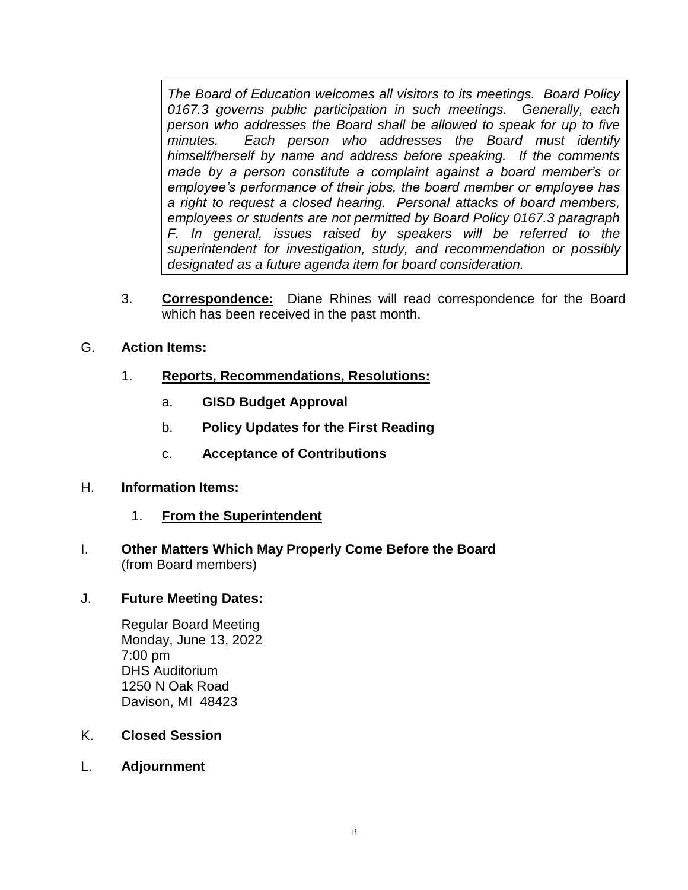*The Board of Education welcomes all visitors to its meetings. Board Policy 0167.3 governs public participation in such meetings. Generally, each person who addresses the Board shall be allowed to speak for up to five minutes. Each person who addresses the Board must identify himself/herself by name and address before speaking. If the comments made by a person constitute a complaint against a board member's or employee's performance of their jobs, the board member or employee has a right to request a closed hearing. Personal attacks of board members, employees or students are not permitted by Board Policy 0167.3 paragraph F. In general, issues raised by speakers will be referred to the superintendent for investigation, study, and recommendation or possibly designated as a future agenda item for board consideration.*

3. **Correspondence:** Diane Rhines will read correspondence for the Board which has been received in the past month.

G. **Action Items:**

1. **Reports, Recommendations, Resolutions:**

    a. **GISD Budget Approval**

    b. **Policy Updates for the First Reading**

    c. **Acceptance of Contributions**

H. **Information Items:**

1. **From the Superintendent**

I. **Other Matters Which May Properly Come Before the Board** (from Board members)

J. **Future Meeting Dates:**

Regular Board Meeting
Monday, June 13, 2022
7:00 pm
DHS Auditorium
1250 N Oak Road
Davison, MI 48423

K. **Closed Session**

L. **Adjournment**

B